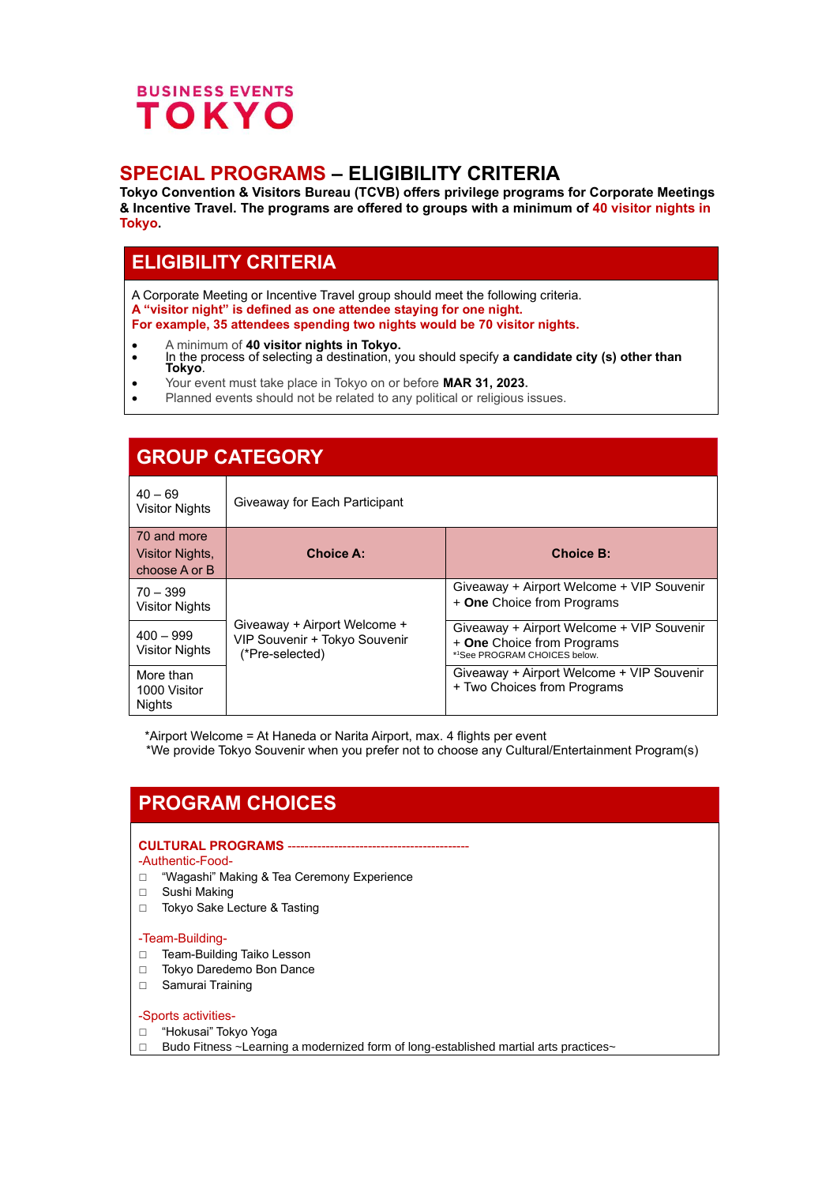BUSINESS EVENTS
# TOKYO

## SPECIAL PROGRAMS – ELIGIBILITY CRITERIA

**Tokyo Convention & Visitors Bureau (TCVB) offers privilege programs for Corporate Meetings & Incentive Travel. The programs are offered to groups with a minimum of 40 visitor nights in Tokyo.**

## ELIGIBILITY CRITERIA

A Corporate Meeting or Incentive Travel group should meet the following criteria.
**A "visitor night" is defined as one attendee staying for one night.**
**For example, 35 attendees spending two nights would be 70 visitor nights.**

- A minimum of **40 visitor nights in Tokyo.**
- In the process of selecting a destination, you should specify **a candidate city (s) other than Tokyo**.
- Your event must take place in Tokyo on or before **MAR 31, 2023**.
- Planned events should not be related to any political or religious issues.

## GROUP CATEGORY

| | | |
|---|---|---|
| 40 – 69 Visitor Nights | Giveaway for Each Participant | |
| 70 and more Visitor Nights, choose A or B | **Choice A:** | **Choice B:** |
| 70 – 399 Visitor Nights | Giveaway + Airport Welcome + VIP Souvenir + Tokyo Souvenir (*Pre-selected) | Giveaway + Airport Welcome + VIP Souvenir + **One** Choice from Programs |
| 400 – 999 Visitor Nights | | Giveaway + Airport Welcome + VIP Souvenir + **One** Choice from Programs *¹See PROGRAM CHOICES below. |
| More than 1000 Visitor Nights | | Giveaway + Airport Welcome + VIP Souvenir + Two Choices from Programs |

*Airport Welcome = At Haneda or Narita Airport, max. 4 flights per event
*We provide Tokyo Souvenir when you prefer not to choose any Cultural/Entertainment Program(s)

## PROGRAM CHOICES

**CULTURAL PROGRAMS** -------------------------------------------

-Authentic-Food-
- □ "Wagashi" Making & Tea Ceremony Experience
- □ Sushi Making
- □ Tokyo Sake Lecture & Tasting

-Team-Building-
- □ Team-Building Taiko Lesson
- □ Tokyo Daredemo Bon Dance
- □ Samurai Training

-Sports activities-
- □ "Hokusai" Tokyo Yoga
- □ Budo Fitness ~Learning a modernized form of long-established martial arts practices~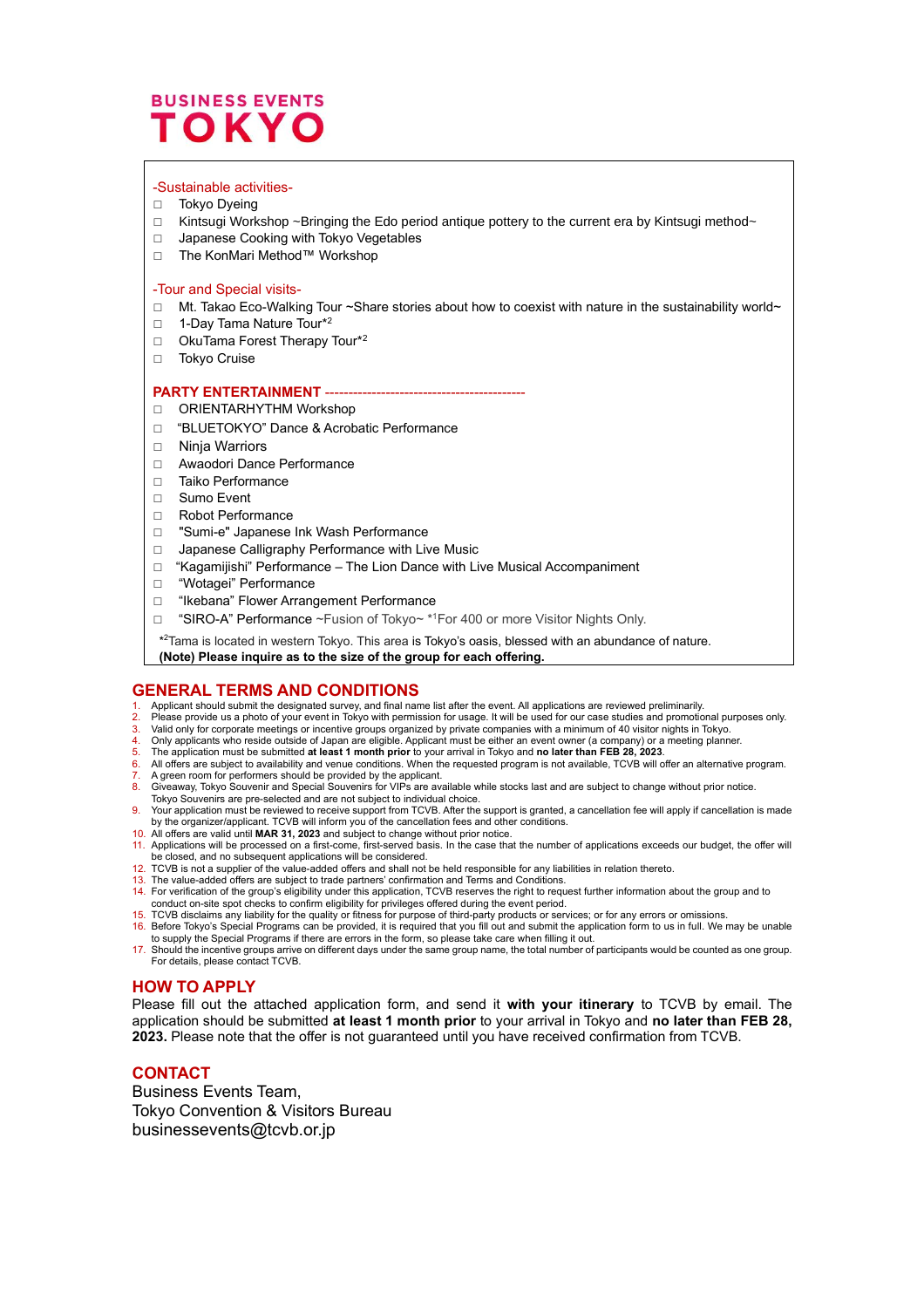# BUSINESS EVENTS TOKYO

-Sustainable activities-

□ Tokyo Dyeing
□ Kintsugi Workshop ~Bringing the Edo period antique pottery to the current era by Kintsugi method~
□ Japanese Cooking with Tokyo Vegetables
□ The KonMari Method™ Workshop

-Tour and Special visits-

□ Mt. Takao Eco-Walking Tour ~Share stories about how to coexist with nature in the sustainability world~
□ 1-Day Tama Nature Tour*2
□ OkuTama Forest Therapy Tour*2
□ Tokyo Cruise

**PARTY ENTERTAINMENT** -------------------------------------------

□ ORIENTARHYTHM Workshop
□ "BLUETOKYO" Dance & Acrobatic Performance
□ Ninja Warriors
□ Awaodori Dance Performance
□ Taiko Performance
□ Sumo Event
□ Robot Performance
□ "Sumi-e" Japanese Ink Wash Performance
□ Japanese Calligraphy Performance with Live Music
□ "Kagamijishi" Performance – The Lion Dance with Live Musical Accompaniment
□ "Wotagei" Performance
□ "Ikebana" Flower Arrangement Performance
□ "SIRO-A" Performance ~Fusion of Tokyo~ *1For 400 or more Visitor Nights Only.

*2Tama is located in western Tokyo. This area is Tokyo's oasis, blessed with an abundance of nature.
**(Note) Please inquire as to the size of the group for each offering.**

## GENERAL TERMS AND CONDITIONS

1. Applicant should submit the designated survey, and final name list after the event. All applications are reviewed preliminarily.
2. Please provide us a photo of your event in Tokyo with permission for usage. It will be used for our case studies and promotional purposes only.
3. Valid only for corporate meetings or incentive groups organized by private companies with a minimum of 40 visitor nights in Tokyo.
4. Only applicants who reside outside of Japan are eligible. Applicant must be either an event owner (a company) or a meeting planner.
5. The application must be submitted **at least 1 month prior** to your arrival in Tokyo and **no later than FEB 28, 2023**.
6. All offers are subject to availability and venue conditions. When the requested program is not available, TCVB will offer an alternative program.
7. A green room for performers should be provided by the applicant.
8. Giveaway, Tokyo Souvenir and Special Souvenirs for VIPs are available while stocks last and are subject to change without prior notice. Tokyo Souvenirs are pre-selected and are not subject to individual choice.
9. Your application must be reviewed to receive support from TCVB. After the support is granted, a cancellation fee will apply if cancellation is made by the organizer/applicant. TCVB will inform you of the cancellation fees and other conditions.
10. All offers are valid until **MAR 31, 2023** and subject to change without prior notice.
11. Applications will be processed on a first-come, first-served basis. In the case that the number of applications exceeds our budget, the offer will be closed, and no subsequent applications will be considered.
12. TCVB is not a supplier of the value-added offers and shall not be held responsible for any liabilities in relation thereto.
13. The value-added offers are subject to trade partners' confirmation and Terms and Conditions.
14. For verification of the group's eligibility under this application, TCVB reserves the right to request further information about the group and to conduct on-site spot checks to confirm eligibility for privileges offered during the event period.
15. TCVB disclaims any liability for the quality or fitness for purpose of third-party products or services; or for any errors or omissions.
16. Before Tokyo's Special Programs can be provided, it is required that you fill out and submit the application form to us in full. We may be unable to supply the Special Programs if there are errors in the form, so please take care when filling it out.
17. Should the incentive groups arrive on different days under the same group name, the total number of participants would be counted as one group. For details, please contact TCVB.

## HOW TO APPLY

Please fill out the attached application form, and send it **with your itinerary** to TCVB by email. The application should be submitted **at least 1 month prior** to your arrival in Tokyo and **no later than FEB 28, 2023.** Please note that the offer is not guaranteed until you have received confirmation from TCVB.

## CONTACT

Business Events Team,
Tokyo Convention & Visitors Bureau
businessevents@tcvb.or.jp